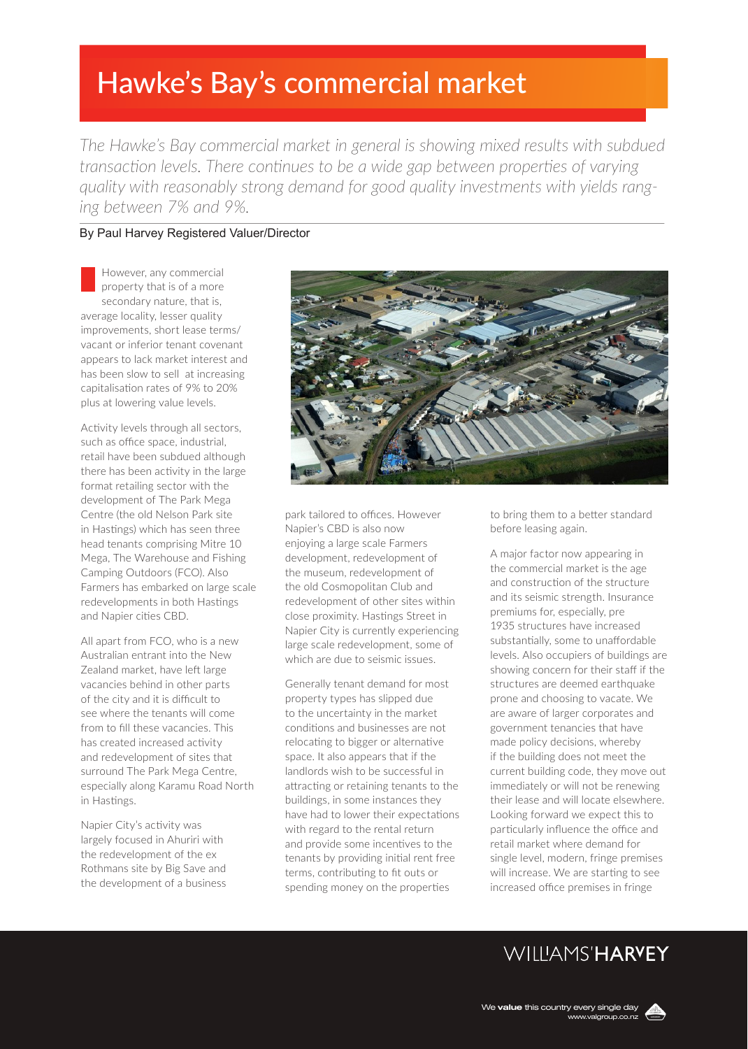# Hawke's Bay's commercial market

*The Hawke's Bay commercial market in general is showing mixed results with subdued transaction levels. There continues to be a wide gap between properties of varying quality with reasonably strong demand for good quality investments with yields ranging between 7% and 9%.*

By Paul Harvey Registered Valuer/Director

However, any commercial property that is of a more secondary nature, that is, average locality, lesser quality improvements, short lease terms/ vacant or inferior tenant covenant appears to lack market interest and has been slow to sell at increasing capitalisation rates of 9% to 20% plus at lowering value levels.

Activity levels through all sectors, such as office space, industrial, retail have been subdued although there has been activity in the large format retailing sector with the development of The Park Mega Centre (the old Nelson Park site in Hastings) which has seen three head tenants comprising Mitre 10 Mega, The Warehouse and Fishing Camping Outdoors (FCO). Also Farmers has embarked on large scale redevelopments in both Hastings and Napier cities CBD.

All apart from FCO, who is a new Australian entrant into the New Zealand market, have left large vacancies behind in other parts of the city and it is difficult to see where the tenants will come from to fill these vacancies. This has created increased activity and redevelopment of sites that surround The Park Mega Centre, especially along Karamu Road North in Hastings.

Napier City's activity was largely focused in Ahuriri with the redevelopment of the ex Rothmans site by Big Save and the development of a business park tailored to offices. However Napier's CBD is also now enjoying a large scale Farmers development, redevelopment of the museum, redevelopment of the old Cosmopolitan Club and redevelopment of other sites within close proximity. Hastings Street in Napier City is currently experiencing large scale redevelopment, some of which are due to seismic issues.

Generally tenant demand for most property types has slipped due to the uncertainty in the market conditions and businesses are not relocating to bigger or alternative space. It also appears that if the landlords wish to be successful in attracting or retaining tenants to the buildings, in some instances they have had to lower their expectations with regard to the rental return and provide some incentives to the tenants by providing initial rent free terms, contributing to fit outs or spending money on the properties to bring them to a better standard before leasing again.

A major factor now appearing in the commercial market is the age and construction of the structure and its seismic strength. Insurance premiums for, especially, pre 1935 structures have increased substantially, some to unaffordable levels. Also occupiers of buildings are showing concern for their staff if the structures are deemed earthquake prone and choosing to vacate. We are aware of larger corporates and government tenancies that have made policy decisions, whereby if the building does not meet the current building code, they move out immediately or will not be renewing their lease and will locate elsewhere. Looking forward we expect this to particularly influence the office and retail market where demand for single level, modern, fringe premises will increase. We are starting to see increased office premises in fringe

WILLIAMS'HARVEY

We **value** this country every single day
www.valgroup.co.nz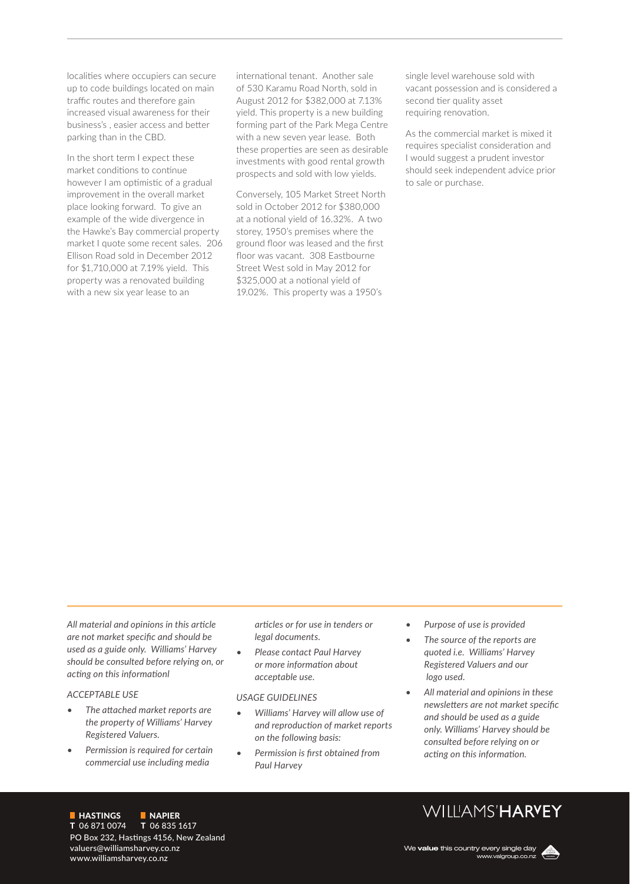localities where occupiers can secure up to code buildings located on main traffic routes and therefore gain increased visual awareness for their business's , easier access and better parking than in the CBD.

In the short term I expect these market conditions to continue however I am optimistic of a gradual improvement in the overall market place looking forward. To give an example of the wide divergence in the Hawke's Bay commercial property market I quote some recent sales. 206 Ellison Road sold in December 2012 for $1,710,000 at 7.19% yield. This property was a renovated building with a new six year lease to an international tenant. Another sale of 530 Karamu Road North, sold in August 2012 for $382,000 at 7.13% yield. This property is a new building forming part of the Park Mega Centre with a new seven year lease. Both these properties are seen as desirable investments with good rental growth prospects and sold with low yields.

Conversely, 105 Market Street North sold in October 2012 for $380,000 at a notional yield of 16.32%. A two storey, 1950's premises where the ground floor was leased and the first floor was vacant. 308 Eastbourne Street West sold in May 2012 for $325,000 at a notional yield of 19.02%. This property was a 1950's single level warehouse sold with vacant possession and is considered a second tier quality asset requiring renovation.

As the commercial market is mixed it requires specialist consideration and I would suggest a prudent investor should seek independent advice prior to sale or purchase.

*All material and opinions in this article are not market specific and should be used as a guide only. Williams' Harvey should be consulted before relying on, or acting on this informationl*

*ACCEPTABLE USE*

- *The attached market reports are the property of Williams' Harvey Registered Valuers.*
- *Permission is required for certain commercial use including media articles or for use in tenders or legal documents.*
- *Please contact Paul Harvey or more information about acceptable use.*

*USAGE GUIDELINES*

- *Williams' Harvey will allow use of and reproduction of market reports on the following basis:*
- *Permission is first obtained from Paul Harvey*
- *Purpose of use is provided*
- *The source of the reports are quoted i.e. Williams' Harvey Registered Valuers and our logo used.*
- *All material and opinions in these newsletters are not market specific and should be used as a guide only. Williams' Harvey should be consulted before relying on or acting on this information.*

**HASTINGS**
**T** 06 871 0074

**NAPIER**
**T** 06 835 1617

PO Box 232, Hastings 4156, New Zealand
valuers@williamsharvey.co.nz
www.williamsharvey.co.nz

WILLIAMS'**HARVEY**

We **value** this country every single day
www.valgroup.co.nz